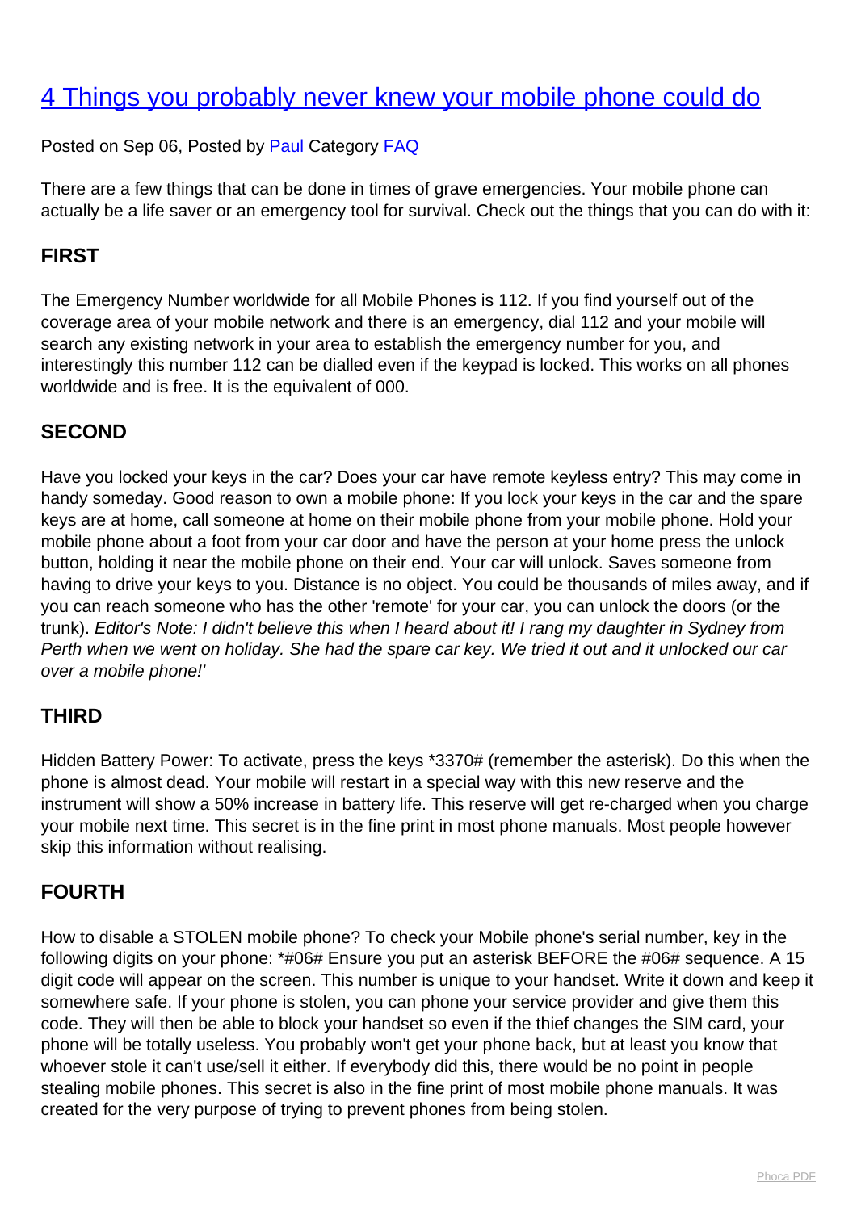# [4 Things you probably never knew your mobile phone could do]()

Posted on Sep 06, Posted by [Paul]() Category [FAQ]()

There are a few things that can be done in times of grave emergencies. Your mobile phone can actually be a life saver or an emergency tool for survival. Check out the things that you can do with it:

## FIRST

The Emergency Number worldwide for all Mobile Phones is 112. If you find yourself out of the coverage area of your mobile network and there is an emergency, dial 112 and your mobile will search any existing network in your area to establish the emergency number for you, and interestingly this number 112 can be dialled even if the keypad is locked. This works on all phones worldwide and is free. It is the equivalent of 000.

## SECOND

Have you locked your keys in the car? Does your car have remote keyless entry? This may come in handy someday. Good reason to own a mobile phone: If you lock your keys in the car and the spare keys are at home, call someone at home on their mobile phone from your mobile phone. Hold your mobile phone about a foot from your car door and have the person at your home press the unlock button, holding it near the mobile phone on their end. Your car will unlock. Saves someone from having to drive your keys to you. Distance is no object. You could be thousands of miles away, and if you can reach someone who has the other 'remote' for your car, you can unlock the doors (or the trunk). *Editor's Note: I didn't believe this when I heard about it! I rang my daughter in Sydney from Perth when we went on holiday. She had the spare car key. We tried it out and it unlocked our car over a mobile phone!'*

## THIRD

Hidden Battery Power: To activate, press the keys *3370# (remember the asterisk). Do this when the phone is almost dead. Your mobile will restart in a special way with this new reserve and the instrument will show a 50% increase in battery life. This reserve will get re-charged when you charge your mobile next time. This secret is in the fine print in most phone manuals. Most people however skip this information without realising.

## FOURTH

How to disable a STOLEN mobile phone? To check your Mobile phone's serial number, key in the following digits on your phone: *#06# Ensure you put an asterisk BEFORE the #06# sequence. A 15 digit code will appear on the screen. This number is unique to your handset. Write it down and keep it somewhere safe. If your phone is stolen, you can phone your service provider and give them this code. They will then be able to block your handset so even if the thief changes the SIM card, your phone will be totally useless. You probably won't get your phone back, but at least you know that whoever stole it can't use/sell it either. If everybody did this, there would be no point in people stealing mobile phones. This secret is also in the fine print of most mobile phone manuals. It was created for the very purpose of trying to prevent phones from being stolen.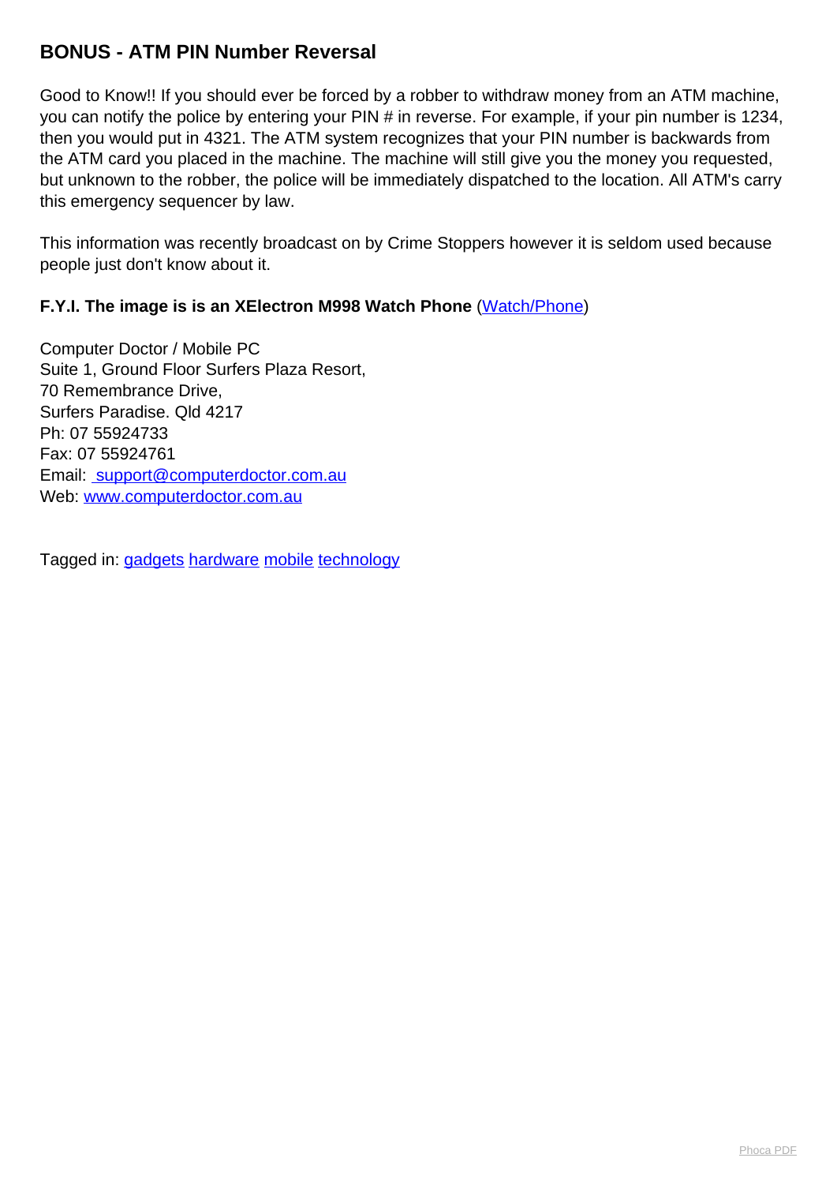## BONUS - ATM PIN Number Reversal

Good to Know!! If you should ever be forced by a robber to withdraw money from an ATM machine, you can notify the police by entering your PIN # in reverse. For example, if your pin number is 1234, then you would put in 4321. The ATM system recognizes that your PIN number is backwards from the ATM card you placed in the machine. The machine will still give you the money you requested, but unknown to the robber, the police will be immediately dispatched to the location. All ATM's carry this emergency sequencer by law.

This information was recently broadcast on by Crime Stoppers however it is seldom used because people just don't know about it.

**F.Y.I. The image is is an XElectron M998 Watch Phone** (Watch/Phone)

Computer Doctor / Mobile PC
Suite 1, Ground Floor Surfers Plaza Resort,
70 Remembrance Drive,
Surfers Paradise. Qld 4217
Ph: 07 55924733
Fax: 07 55924761
Email: support@computerdoctor.com.au
Web: www.computerdoctor.com.au

Tagged in: gadgets hardware mobile technology